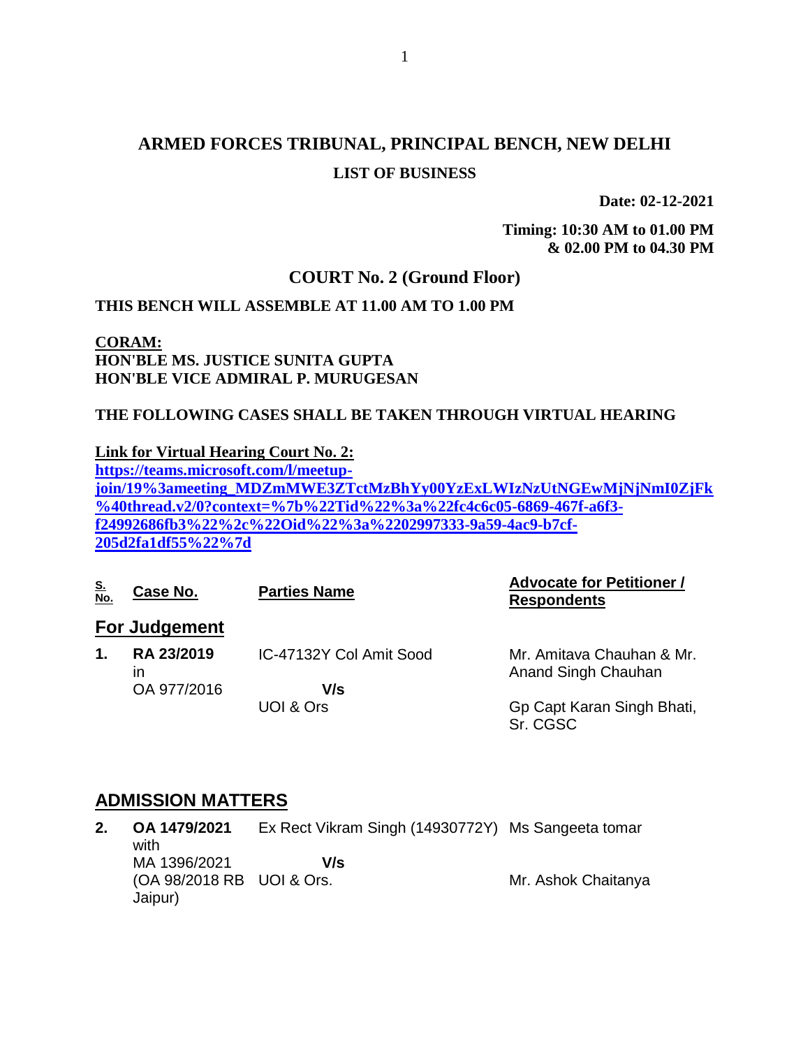# ARMED FORCES TRIBUNAL, PRINCIPAL BENCH, NEW DELHI

## LIST OF BUSINESS

**Date: 02-12-2021**

**Timing: 10:30 AM to 01.00 PM & 02.00 PM to 04.30 PM**

## COURT No. 2 (Ground Floor)

**THIS BENCH WILL ASSEMBLE AT 11.00 AM TO 1.00 PM**

**CORAM:**
**HON'BLE MS. JUSTICE SUNITA GUPTA**
**HON'BLE VICE ADMIRAL P. MURUGESAN**

**THE FOLLOWING CASES SHALL BE TAKEN THROUGH VIRTUAL HEARING**

**Link for Virtual Hearing Court No. 2:**
**https://teams.microsoft.com/l/meetup-join/19%3ameeting_MDZmMWE3ZTctMzBhYy00YzExLWIzNzUtNGEwMjNjNmI0ZjFk%40thread.v2/0?context=%7b%22Tid%22%3a%22fc4c6c05-6869-467f-a6f3-f24992686fb3%22%2c%22Oid%22%3a%2202997333-9a59-4ac9-b7cf-205d2fa1df55%22%7d**

| S. No. | Case No. | Parties Name | Advocate for Petitioner / Respondents |
|---|---|---|---|
| **For Judgement** | | | |
| **1.** | **RA 23/2019** in OA 977/2016 | IC-47132Y Col Amit Sood **V/s** UOI & Ors | Mr. Amitava Chauhan & Mr. Anand Singh Chauhan<br>Gp Capt Karan Singh Bhati, Sr. CGSC |
| **ADMISSION MATTERS** | | | |
| **2.** | **OA 1479/2021** with MA 1396/2021 (OA 98/2018 RB Jaipur) | Ex Rect Vikram Singh (14930772Y) **V/s** UOI & Ors. | Ms Sangeeta tomar<br>Mr. Ashok Chaitanya |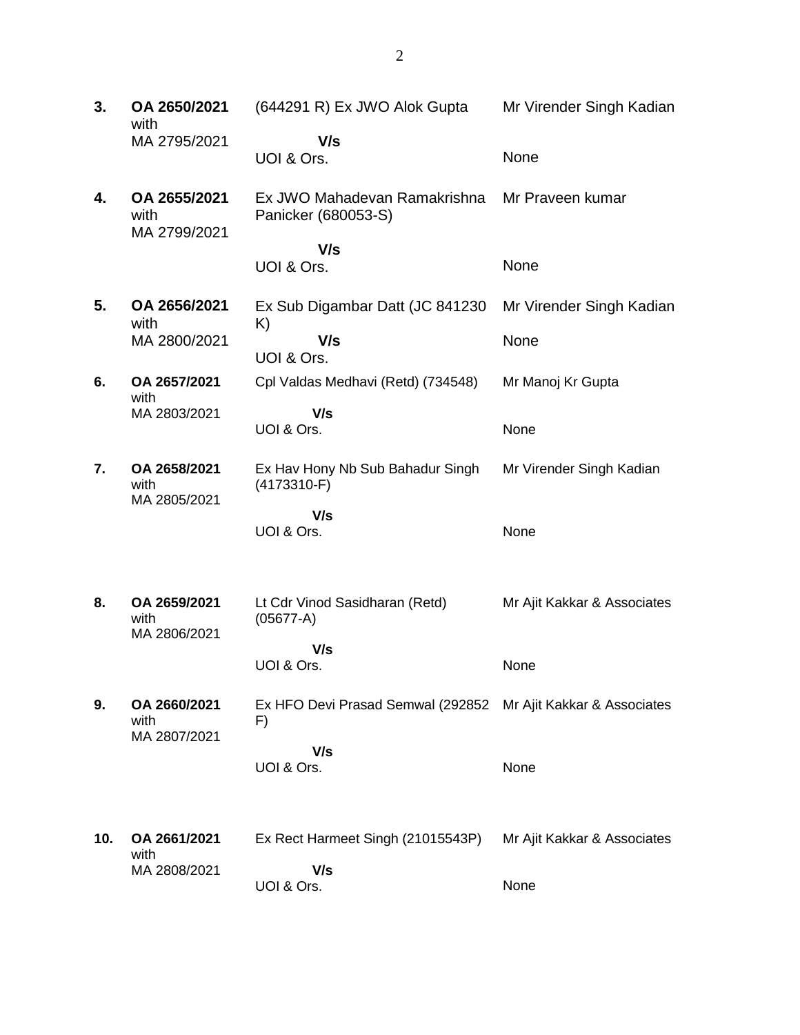| | | | |
|---|---|---|---|
| **3.** | **OA 2650/2021** with MA 2795/2021 | (644291 R) Ex JWO Alok Gupta **V/s** UOI & Ors. | Mr Virender Singh Kadian<br><br>None |
| **4.** | **OA 2655/2021** with MA 2799/2021 | Ex JWO Mahadevan Ramakrishna Panicker (680053-S) **V/s** UOI & Ors. | Mr Praveen kumar<br><br>None |
| **5.** | **OA 2656/2021** with MA 2800/2021 | Ex Sub Digambar Datt (JC 841230 K) **V/s** UOI & Ors. | Mr Virender Singh Kadian<br><br>None |
| **6.** | **OA 2657/2021** with MA 2803/2021 | Cpl Valdas Medhavi (Retd) (734548) **V/s** UOI & Ors. | Mr Manoj Kr Gupta<br><br>None |
| **7.** | **OA 2658/2021** with MA 2805/2021 | Ex Hav Hony Nb Sub Bahadur Singh (4173310-F) **V/s** UOI & Ors. | Mr Virender Singh Kadian<br><br>None |
| **8.** | **OA 2659/2021** with MA 2806/2021 | Lt Cdr Vinod Sasidharan (Retd) (05677-A) **V/s** UOI & Ors. | Mr Ajit Kakkar & Associates<br><br>None |
| **9.** | **OA 2660/2021** with MA 2807/2021 | Ex HFO Devi Prasad Semwal (292852 F) **V/s** UOI & Ors. | Mr Ajit Kakkar & Associates<br><br>None |
| **10.** | **OA 2661/2021** with MA 2808/2021 | Ex Rect Harmeet Singh (21015543P) **V/s** UOI & Ors. | Mr Ajit Kakkar & Associates<br><br>None |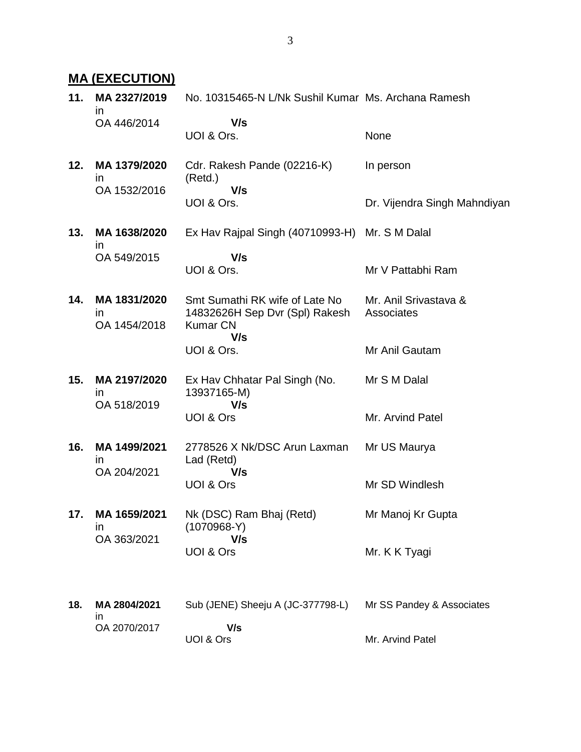## MA (EXECUTION)

| No. | Case No. | Parties | Counsel |
|---|---|---|---|
| **11.** | **MA 2327/2019** in OA 446/2014 | No. 10315465-N L/Nk Sushil Kumar **V/s** UOI & Ors. | Ms. Archana Ramesh / None |
| **12.** | **MA 1379/2020** in OA 1532/2016 | Cdr. Rakesh Pande (02216-K) (Retd.) **V/s** UOI & Ors. | In person / Dr. Vijendra Singh Mahndiyan |
| **13.** | **MA 1638/2020** in OA 549/2015 | Ex Hav Rajpal Singh (40710993-H) **V/s** UOI & Ors. | Mr. S M Dalal / Mr V Pattabhi Ram |
| **14.** | **MA 1831/2020** in OA 1454/2018 | Smt Sumathi RK wife of Late No 14832626H Sep Dvr (Spl) Rakesh Kumar CN **V/s** UOI & Ors. | Mr. Anil Srivastava & Associates / Mr Anil Gautam |
| **15.** | **MA 2197/2020** in OA 518/2019 | Ex Hav Chhatar Pal Singh (No. 13937165-M) **V/s** UOI & Ors | Mr S M Dalal / Mr. Arvind Patel |
| **16.** | **MA 1499/2021** in OA 204/2021 | 2778526 X Nk/DSC Arun Laxman Lad (Retd) **V/s** UOI & Ors | Mr US Maurya / Mr SD Windlesh |
| **17.** | **MA 1659/2021** in OA 363/2021 | Nk (DSC) Ram Bhaj (Retd) (1070968-Y) **V/s** UOI & Ors | Mr Manoj Kr Gupta / Mr. K K Tyagi |
| **18.** | **MA 2804/2021** in OA 2070/2017 | Sub (JENE) Sheeju A (JC-377798-L) **V/s** UOI & Ors | Mr SS Pandey & Associates / Mr. Arvind Patel |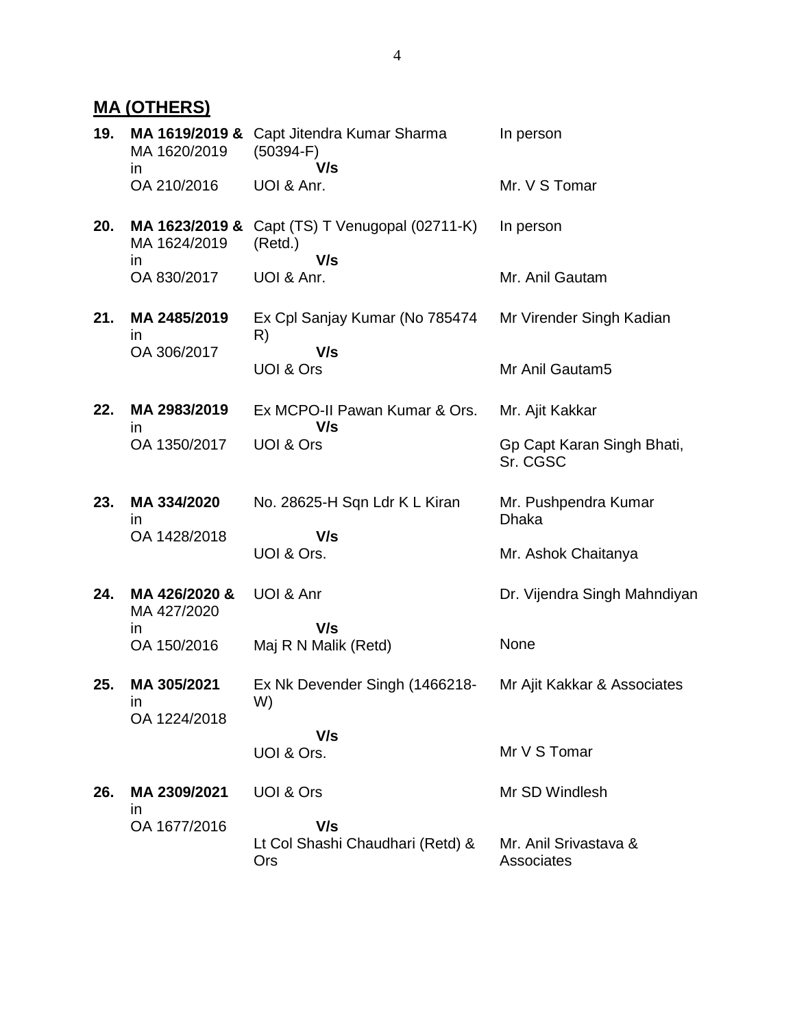## MA (OTHERS)

| No. | Case No. | Parties | Counsel |
|---|---|---|---|
| **19.** | **MA 1619/2019 &** MA 1620/2019 in OA 210/2016 | Capt Jitendra Kumar Sharma (50394-F) **V/s** UOI & Anr. | In person<br><br>Mr. V S Tomar |
| **20.** | **MA 1623/2019 &** MA 1624/2019 in OA 830/2017 | Capt (TS) T Venugopal (02711-K) (Retd.) **V/s** UOI & Anr. | In person<br><br>Mr. Anil Gautam |
| **21.** | **MA 2485/2019** in OA 306/2017 | Ex Cpl Sanjay Kumar (No 785474 R) **V/s** UOI & Ors | Mr Virender Singh Kadian<br><br>Mr Anil Gautam5 |
| **22.** | **MA 2983/2019** in OA 1350/2017 | Ex MCPO-II Pawan Kumar & Ors. **V/s** UOI & Ors | Mr. Ajit Kakkar<br><br>Gp Capt Karan Singh Bhati, Sr. CGSC |
| **23.** | **MA 334/2020** in OA 1428/2018 | No. 28625-H Sqn Ldr K L Kiran **V/s** UOI & Ors. | Mr. Pushpendra Kumar Dhaka<br><br>Mr. Ashok Chaitanya |
| **24.** | **MA 426/2020 &** MA 427/2020 in OA 150/2016 | UOI & Anr **V/s** Maj R N Malik (Retd) | Dr. Vijendra Singh Mahndiyan<br><br>None |
| **25.** | **MA 305/2021** in OA 1224/2018 | Ex Nk Devender Singh (1466218-W) **V/s** UOI & Ors. | Mr Ajit Kakkar & Associates<br><br>Mr V S Tomar |
| **26.** | **MA 2309/2021** in OA 1677/2016 | UOI & Ors **V/s** Lt Col Shashi Chaudhari (Retd) & Ors | Mr SD Windlesh<br><br>Mr. Anil Srivastava & Associates |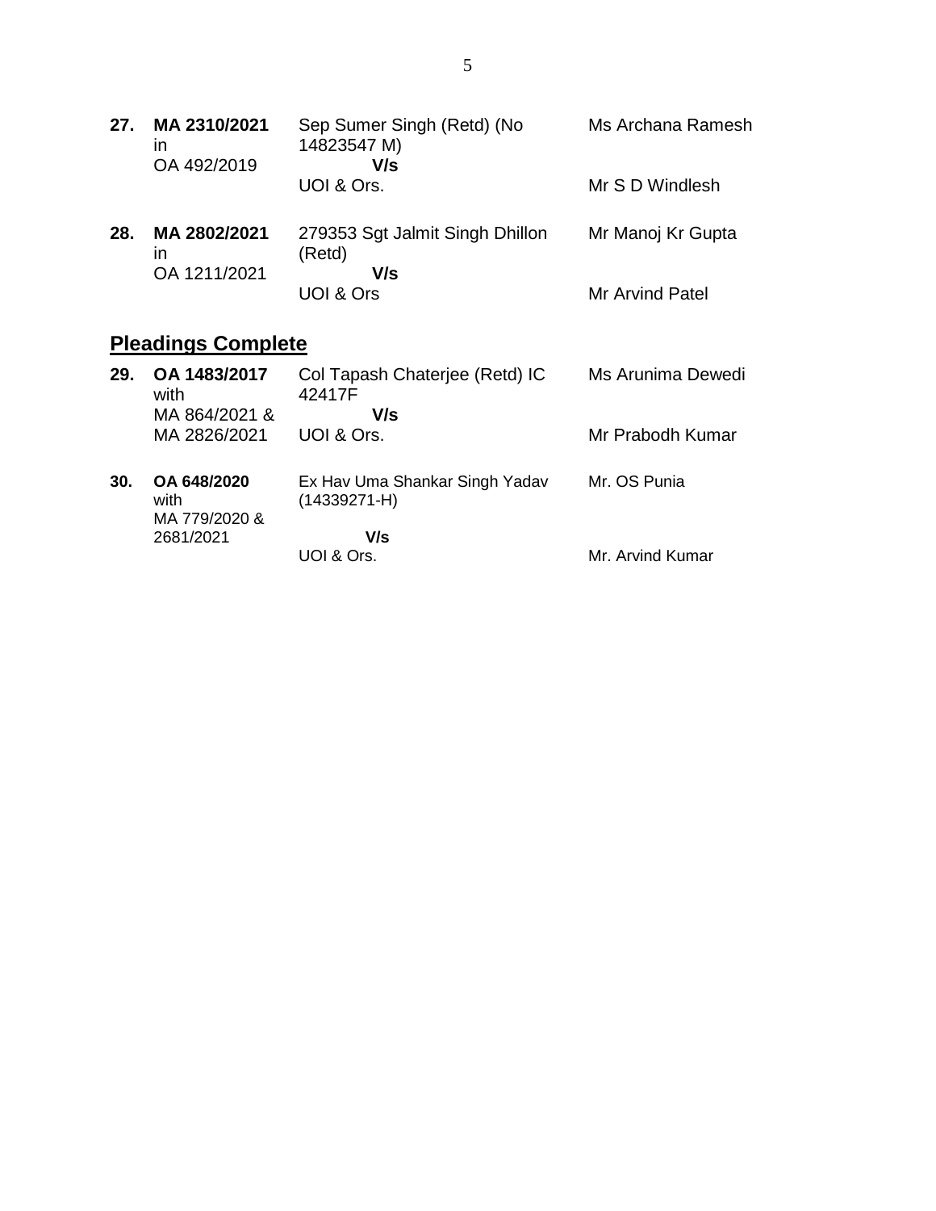| | | | |
|---|---|---|---|
| **27.** | **MA 2310/2021** in OA 492/2019 | Sep Sumer Singh (Retd) (No 14823547 M)<br>**V/s**<br>UOI & Ors. | Ms Archana Ramesh<br><br>Mr S D Windlesh |
| **28.** | **MA 2802/2021** in OA 1211/2021 | 279353 Sgt Jalmit Singh Dhillon (Retd)<br>**V/s**<br>UOI & Ors | Mr Manoj Kr Gupta<br><br>Mr Arvind Patel |

## **Pleadings Complete**

| | | | |
|---|---|---|---|
| **29.** | **OA 1483/2017** with MA 864/2021 & MA 2826/2021 | Col Tapash Chaterjee (Retd) IC 42417F<br>**V/s**<br>UOI & Ors. | Ms Arunima Dewedi<br><br>Mr Prabodh Kumar |
| **30.** | **OA 648/2020** with MA 779/2020 & 2681/2021 | Ex Hav Uma Shankar Singh Yadav (14339271-H)<br>**V/s**<br>UOI & Ors. | Mr. OS Punia<br><br>Mr. Arvind Kumar |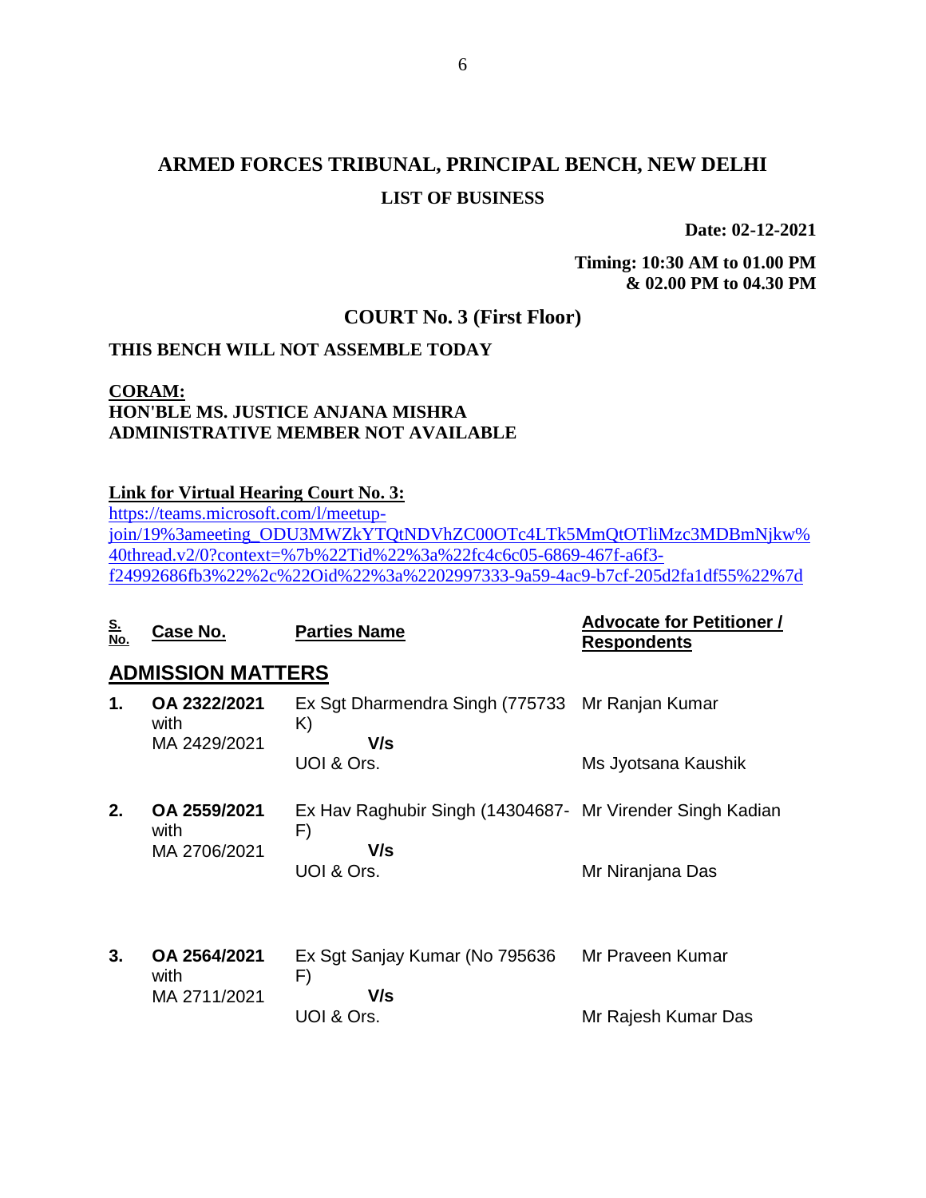# ARMED FORCES TRIBUNAL, PRINCIPAL BENCH, NEW DELHI

## LIST OF BUSINESS

**Date: 02-12-2021**

**Timing: 10:30 AM to 01.00 PM & 02.00 PM to 04.30 PM**

## COURT No. 3 (First Floor)

**THIS BENCH WILL NOT ASSEMBLE TODAY**

**CORAM:**
**HON'BLE MS. JUSTICE ANJANA MISHRA**
**ADMINISTRATIVE MEMBER NOT AVAILABLE**

**Link for Virtual Hearing Court No. 3:**
https://teams.microsoft.com/l/meetup-join/19%3ameeting_ODU3MWZkYTQtNDVhZC00OTc4LTk5MmQtOTliMzc3MDBmNjkw%40thread.v2/0?context=%7b%22Tid%22%3a%22fc4c6c05-6869-467f-a6f3-f24992686fb3%22%2c%22Oid%22%3a%2202997333-9a59-4ac9-b7cf-205d2fa1df55%22%7d

| S. No. | Case No. | Parties Name | Advocate for Petitioner / Respondents |
|---|---|---|---|
| **ADMISSION MATTERS** | | | |
| **1.** | **OA 2322/2021** with MA 2429/2021 | Ex Sgt Dharmendra Singh (775733 K) **V/s** UOI & Ors. | Mr Ranjan Kumar<br>Ms Jyotsana Kaushik |
| **2.** | **OA 2559/2021** with MA 2706/2021 | Ex Hav Raghubir Singh (14304687-F) **V/s** UOI & Ors. | Mr Virender Singh Kadian<br>Mr Niranjana Das |
| **3.** | **OA 2564/2021** with MA 2711/2021 | Ex Sgt Sanjay Kumar (No 795636 F) **V/s** UOI & Ors. | Mr Praveen Kumar<br>Mr Rajesh Kumar Das |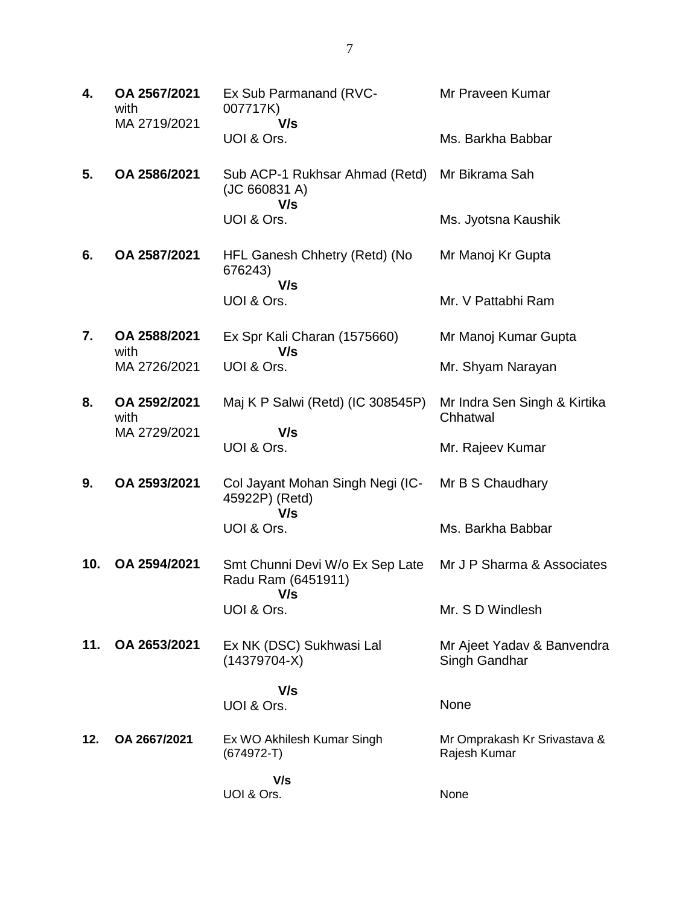| | | | |
|---|---|---|---|
| **4.** | **OA 2567/2021** with MA 2719/2021 | Ex Sub Parmanand (RVC-007717K) **V/s** UOI & Ors. | Mr Praveen Kumar<br><br>Ms. Barkha Babbar |
| **5.** | **OA 2586/2021** | Sub ACP-1 Rukhsar Ahmad (Retd) (JC 660831 A) **V/s** UOI & Ors. | Mr Bikrama Sah<br><br>Ms. Jyotsna Kaushik |
| **6.** | **OA 2587/2021** | HFL Ganesh Chhetry (Retd) (No 676243) **V/s** UOI & Ors. | Mr Manoj Kr Gupta<br><br>Mr. V Pattabhi Ram |
| **7.** | **OA 2588/2021** with MA 2726/2021 | Ex Spr Kali Charan (1575660) **V/s** UOI & Ors. | Mr Manoj Kumar Gupta<br><br>Mr. Shyam Narayan |
| **8.** | **OA 2592/2021** with MA 2729/2021 | Maj K P Salwi (Retd) (IC 308545P) **V/s** UOI & Ors. | Mr Indra Sen Singh & Kirtika Chhatwal<br><br>Mr. Rajeev Kumar |
| **9.** | **OA 2593/2021** | Col Jayant Mohan Singh Negi (IC-45922P) (Retd) **V/s** UOI & Ors. | Mr B S Chaudhary<br><br>Ms. Barkha Babbar |
| **10.** | **OA 2594/2021** | Smt Chunni Devi W/o Ex Sep Late Radu Ram (6451911) **V/s** UOI & Ors. | Mr J P Sharma & Associates<br><br>Mr. S D Windlesh |
| **11.** | **OA 2653/2021** | Ex NK (DSC) Sukhwasi Lal (14379704-X) **V/s** UOI & Ors. | Mr Ajeet Yadav & Banvendra Singh Gandhar<br><br>None |
| **12.** | **OA 2667/2021** | Ex WO Akhilesh Kumar Singh (674972-T) **V/s** UOI & Ors. | Mr Omprakash Kr Srivastava & Rajesh Kumar<br><br>None |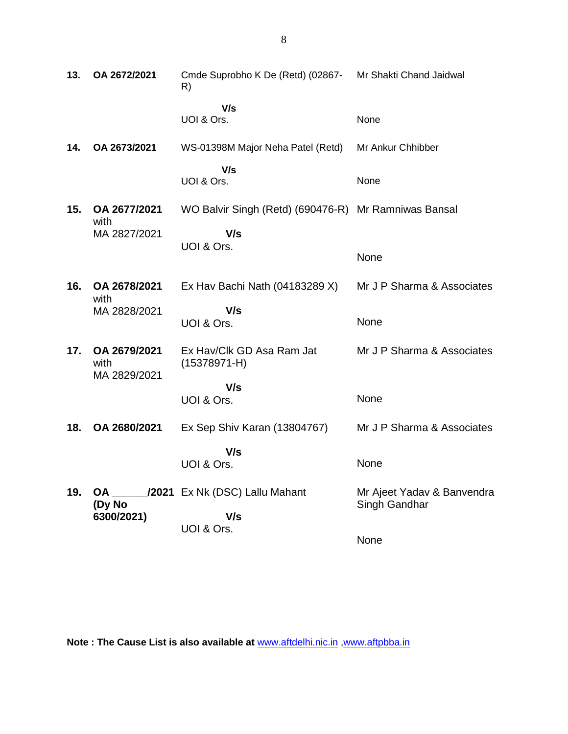| | | | |
|---|---|---|---|
| **13.** | **OA 2672/2021** | Cmde Suprobho K De (Retd) (02867-R)<br><br>**V/s**<br>UOI & Ors. | Mr Shakti Chand Jaidwal<br><br><br>None |
| **14.** | **OA 2673/2021** | WS-01398M Major Neha Patel (Retd)<br><br>**V/s**<br>UOI & Ors. | Mr Ankur Chhibber<br><br><br>None |
| **15.** | **OA 2677/2021** with MA 2827/2021 | WO Balvir Singh (Retd) (690476-R)<br><br>**V/s**<br>UOI & Ors. | Mr Ramniwas Bansal<br><br><br>None |
| **16.** | **OA 2678/2021** with MA 2828/2021 | Ex Hav Bachi Nath (04183289 X)<br><br>**V/s**<br>UOI & Ors. | Mr J P Sharma & Associates<br><br><br>None |
| **17.** | **OA 2679/2021** with MA 2829/2021 | Ex Hav/Clk GD Asa Ram Jat (15378971-H)<br><br>**V/s**<br>UOI & Ors. | Mr J P Sharma & Associates<br><br><br>None |
| **18.** | **OA 2680/2021** | Ex Sep Shiv Karan (13804767)<br><br>**V/s**<br>UOI & Ors. | Mr J P Sharma & Associates<br><br><br>None |
| **19.** | **OA ______/2021 (Dy No 6300/2021)** | Ex Nk (DSC) Lallu Mahant<br><br>**V/s**<br>UOI & Ors. | Mr Ajeet Yadav & Banvendra Singh Gandhar<br><br><br>None |

**Note : The Cause List is also available at** www.aftdelhi.nic.in ,www.aftpbba.in